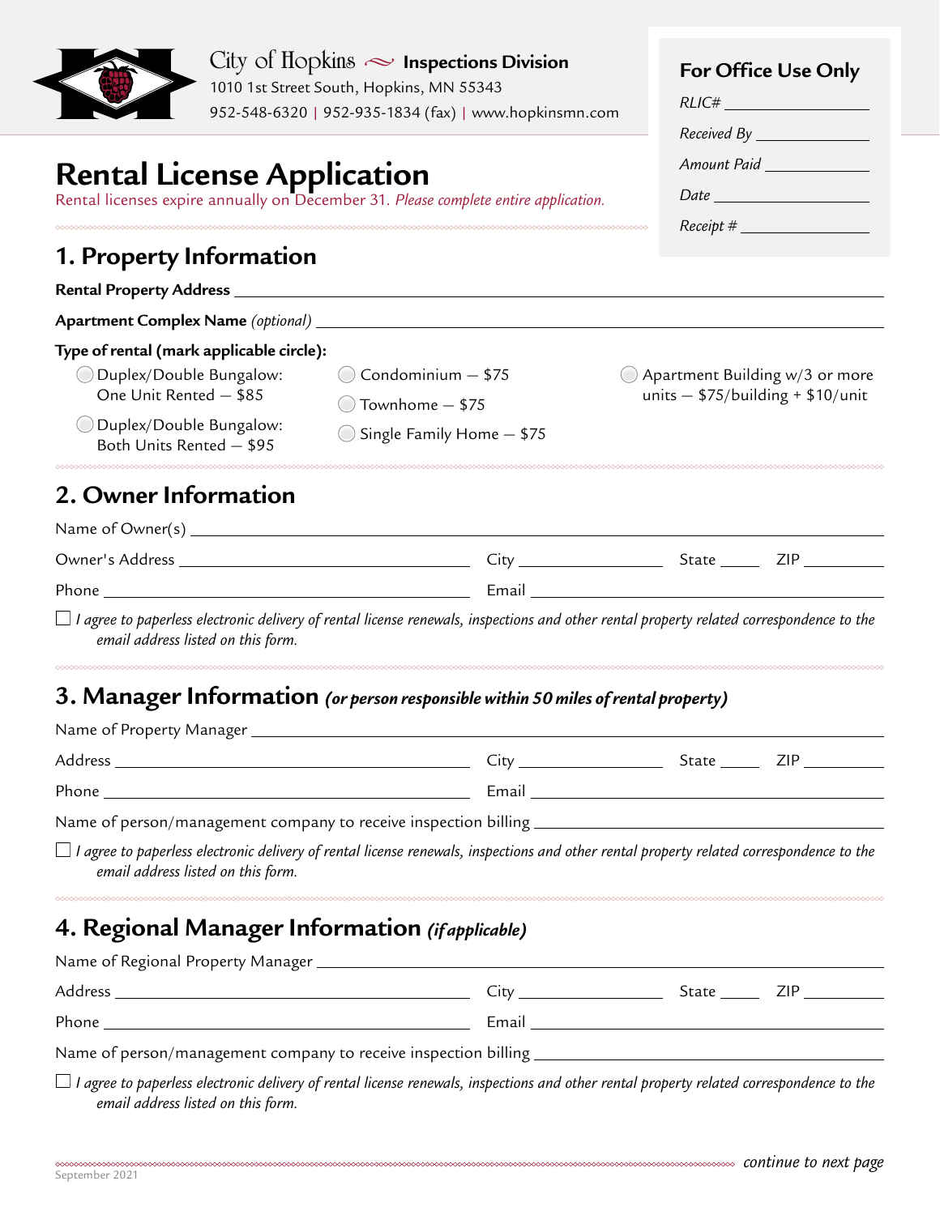City of Hopkins ~ **Inspections Division**
1010 1st Street South, Hopkins, MN 55343
952-548-6320 | 952-935-1834 (fax) | www.hopkinsmn.com

**For Office Use Only**

*RLIC#* ____________

*Received By* ____________

*Amount Paid* ____________

*Date* ____________

*Receipt #* ____________

# Rental License Application

Rental licenses expire annually on December 31. *Please complete entire application.*

## 1. Property Information

**Rental Property Address** ____________

**Apartment Complex Name** *(optional)* ____________

**Type of rental (mark applicable circle):**

- ◯ Duplex/Double Bungalow: One Unit Rented — $85
- ◯ Duplex/Double Bungalow: Both Units Rented — $95
- ◯ Condominium — $75
- ◯ Townhome — $75
- ◯ Single Family Home — $75
- ◯ Apartment Building w/3 or more units — $75/building + $10/unit

## 2. Owner Information

Name of Owner(s) ____________

Owner's Address ____________ City ____________ State ______ ZIP ______

Phone ____________ Email ____________

☐ *I agree to paperless electronic delivery of rental license renewals, inspections and other rental property related correspondence to the email address listed on this form.*

## 3. Manager Information *(or person responsible within 50 miles of rental property)*

Name of Property Manager ____________

Address ____________ City ____________ State ______ ZIP ______

Phone ____________ Email ____________

Name of person/management company to receive inspection billing ____________

☐ *I agree to paperless electronic delivery of rental license renewals, inspections and other rental property related correspondence to the email address listed on this form.*

## 4. Regional Manager Information *(if applicable)*

Name of Regional Property Manager ____________

Address ____________ City ____________ State ______ ZIP ______

Phone ____________ Email ____________

Name of person/management company to receive inspection billing ____________

☐ *I agree to paperless electronic delivery of rental license renewals, inspections and other rental property related correspondence to the email address listed on this form.*

*continue to next page*

September 2021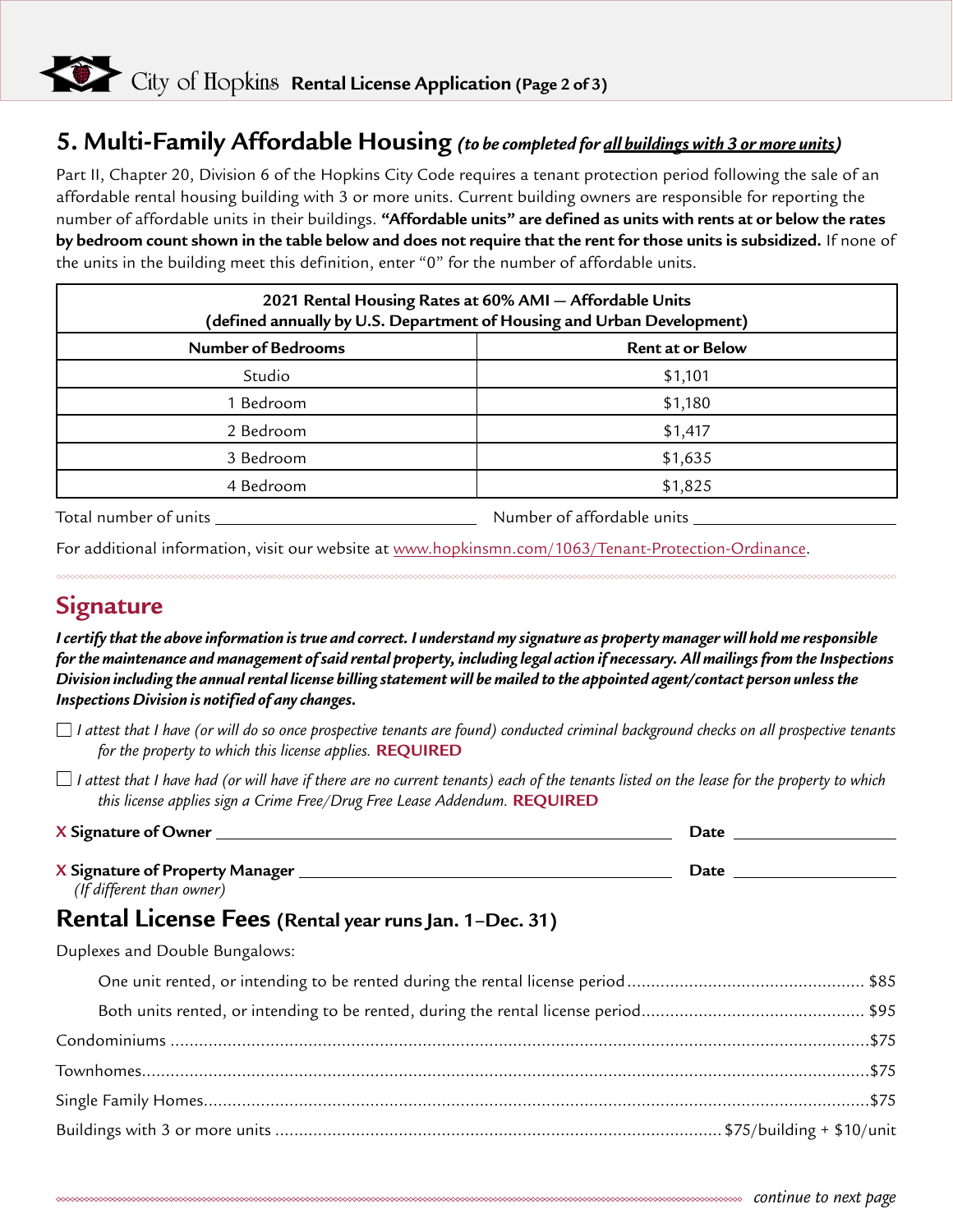## 5. Multi-Family Affordable Housing *(to be completed for all buildings with 3 or more units)*

Part II, Chapter 20, Division 6 of the Hopkins City Code requires a tenant protection period following the sale of an affordable rental housing building with 3 or more units. Current building owners are responsible for reporting the number of affordable units in their buildings. **"Affordable units" are defined as units with rents at or below the rates by bedroom count shown in the table below and does not require that the rent for those units is subsidized.** If none of the units in the building meet this definition, enter "0" for the number of affordable units.

| 2021 Rental Housing Rates at 60% AMI — Affordable Units (defined annually by U.S. Department of Housing and Urban Development) | |
|---|---|
| **Number of Bedrooms** | **Rent at or Below** |
| Studio | $1,101 |
| 1 Bedroom | $1,180 |
| 2 Bedroom | $1,417 |
| 3 Bedroom | $1,635 |
| 4 Bedroom | $1,825 |

Total number of units ______________________ Number of affordable units ______________________

For additional information, visit our website at www.hopkinsmn.com/1063/Tenant-Protection-Ordinance.

## Signature

***I certify that the above information is true and correct. I understand my signature as property manager will hold me responsible for the maintenance and management of said rental property, including legal action if necessary. All mailings from the Inspections Division including the annual rental license billing statement will be mailed to the appointed agent/contact person unless the Inspections Division is notified of any changes.***

☐ *I attest that I have (or will do so once prospective tenants are found) conducted criminal background checks on all prospective tenants for the property to which this license applies.* **REQUIRED**

☐ *I attest that I have had (or will have if there are no current tenants) each of the tenants listed on the lease for the property to which this license applies sign a Crime Free/Drug Free Lease Addendum.* **REQUIRED**

**X Signature of Owner** ______________________________ **Date** ______________

**X Signature of Property Manager** ______________________________ **Date** ______________
*(If different than owner)*

## Rental License Fees (Rental year runs Jan. 1–Dec. 31)

Duplexes and Double Bungalows:

- One unit rented, or intending to be rented during the rental license period .......... $85
- Both units rented, or intending to be rented, during the rental license period .......... $95

Condominiums .......... $75

Townhomes .......... $75

Single Family Homes .......... $75

Buildings with 3 or more units .......... $75/building + $10/unit

*continue to next page*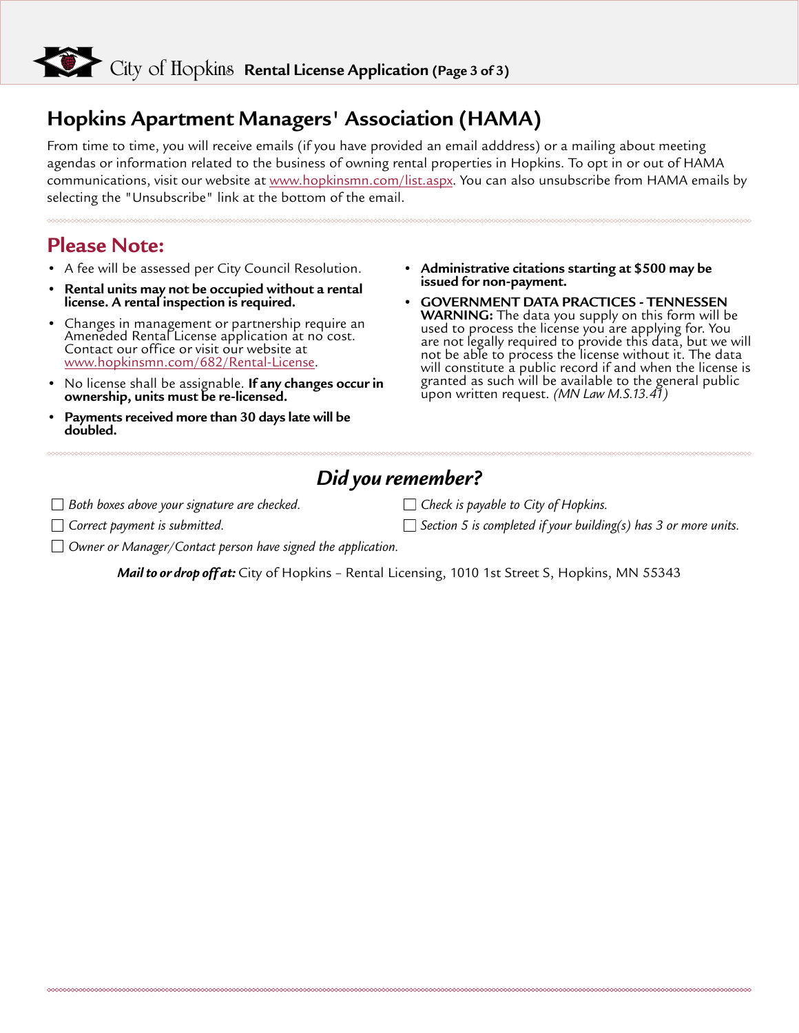## Hopkins Apartment Managers' Association (HAMA)

From time to time, you will receive emails (if you have provided an email adddress) or a mailing about meeting agendas or information related to the business of owning rental properties in Hopkins. To opt in or out of HAMA communications, visit our website at www.hopkinsmn.com/list.aspx. You can also unsubscribe from HAMA emails by selecting the "Unsubscribe" link at the bottom of the email.

## Please Note:

- A fee will be assessed per City Council Resolution.
- **Rental units may not be occupied without a rental license. A rental inspection is required.**
- Changes in management or partnership require an Ameneded Rental License application at no cost. Contact our office or visit our website at www.hopkinsmn.com/682/Rental-License.
- No license shall be assignable. **If any changes occur in ownership, units must be re-licensed.**
- **Payments received more than 30 days late will be doubled.**
- **Administrative citations starting at $500 may be issued for non-payment.**
- **GOVERNMENT DATA PRACTICES - TENNESSEN WARNING:** The data you supply on this form will be used to process the license you are applying for. You are not legally required to provide this data, but we will not be able to process the license without it. The data will constitute a public record if and when the license is granted as such will be available to the general public upon written request. *(MN Law M.S.13.41)*

## *Did you remember?*

- ☐ *Both boxes above your signature are checked.*
- ☐ *Correct payment is submitted.*
- ☐ *Owner or Manager/Contact person have signed the application.*
- ☐ *Check is payable to City of Hopkins.*
- ☐ *Section 5 is completed if your building(s) has 3 or more units.*

***Mail to or drop off at:*** City of Hopkins – Rental Licensing, 1010 1st Street S, Hopkins, MN 55343